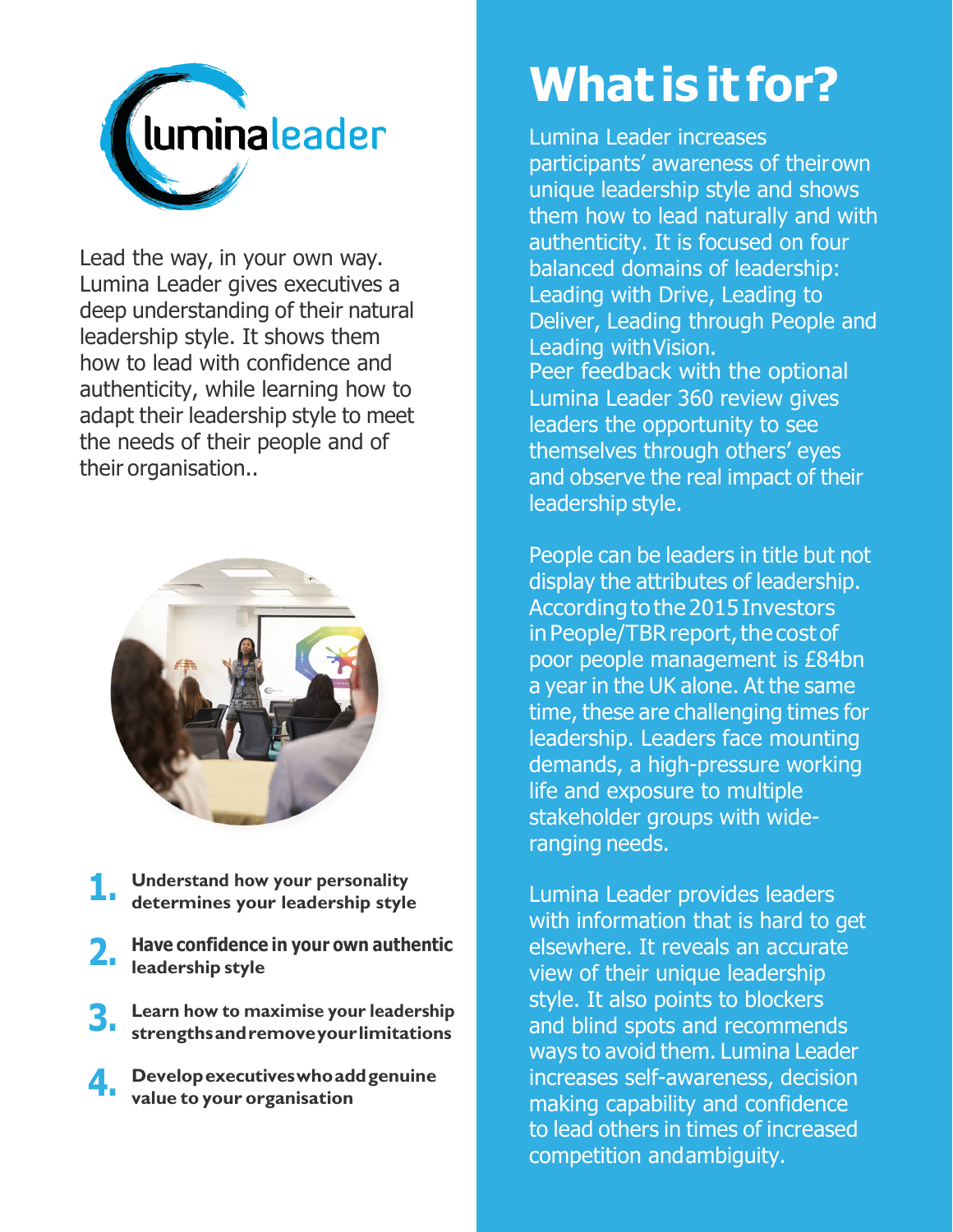luminaleader

Lead the way, in your own way. Lumina Leader gives executives a deep understanding of their natural leadership style. It shows them how to lead with confidence and authenticity, while learning how to adapt their leadership style to meet the needs of their people and of their organisation..

1. **Understand how your personality determines your leadership style**
2. **Have confidence in your own authentic leadership style**
3. **Learn how to maximise your leadership strengths and remove your limitations**
4. **Develop executives who add genuine value to your organisation**

# What is it for?

Lumina Leader increases participants' awareness of their own unique leadership style and shows them how to lead naturally and with authenticity. It is focused on four balanced domains of leadership: Leading with Drive, Leading to Deliver, Leading through People and Leading with Vision.
Peer feedback with the optional Lumina Leader 360 review gives leaders the opportunity to see themselves through others' eyes and observe the real impact of their leadership style.

People can be leaders in title but not display the attributes of leadership. According to the 2015 Investors in People/TBR report, the cost of poor people management is £84bn a year in the UK alone. At the same time, these are challenging times for leadership. Leaders face mounting demands, a high-pressure working life and exposure to multiple stakeholder groups with wide-ranging needs.

Lumina Leader provides leaders with information that is hard to get elsewhere. It reveals an accurate view of their unique leadership style. It also points to blockers and blind spots and recommends ways to avoid them. Lumina Leader increases self-awareness, decision making capability and confidence to lead others in times of increased competition and ambiguity.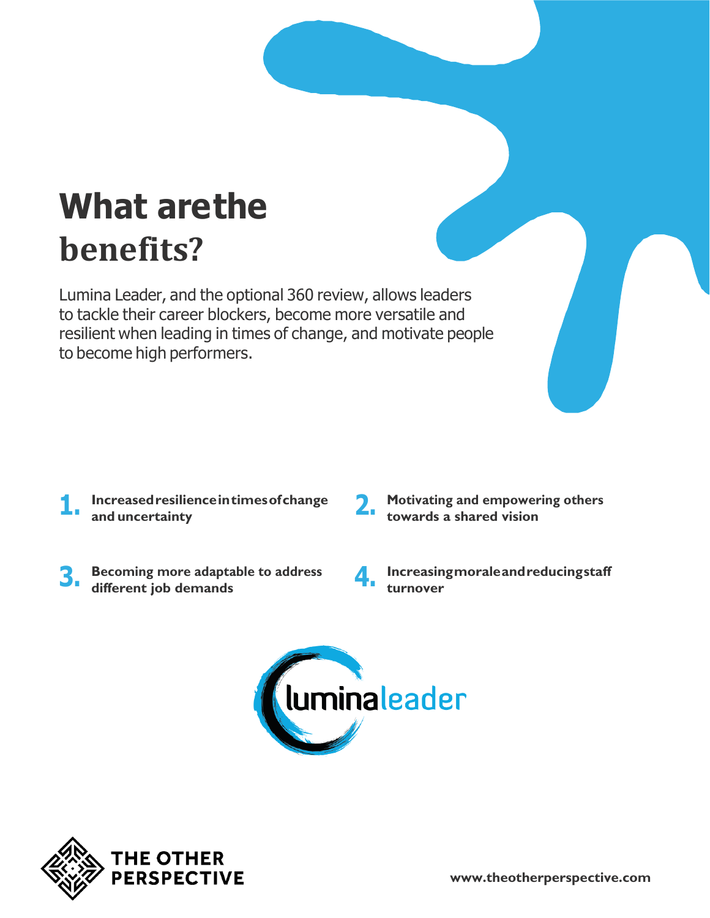# What are the benefits?

Lumina Leader, and the optional 360 review, allows leaders to tackle their career blockers, become more versatile and resilient when leading in times of change, and motivate people to become high performers.

1. **Increased resilience in times of change and uncertainty**
2. **Motivating and empowering others towards a shared vision**
3. **Becoming more adaptable to address different job demands**
4. **Increasing morale and reducing staff turnover**

luminaleader

THE OTHER PERSPECTIVE

**www.theotherperspective.com**